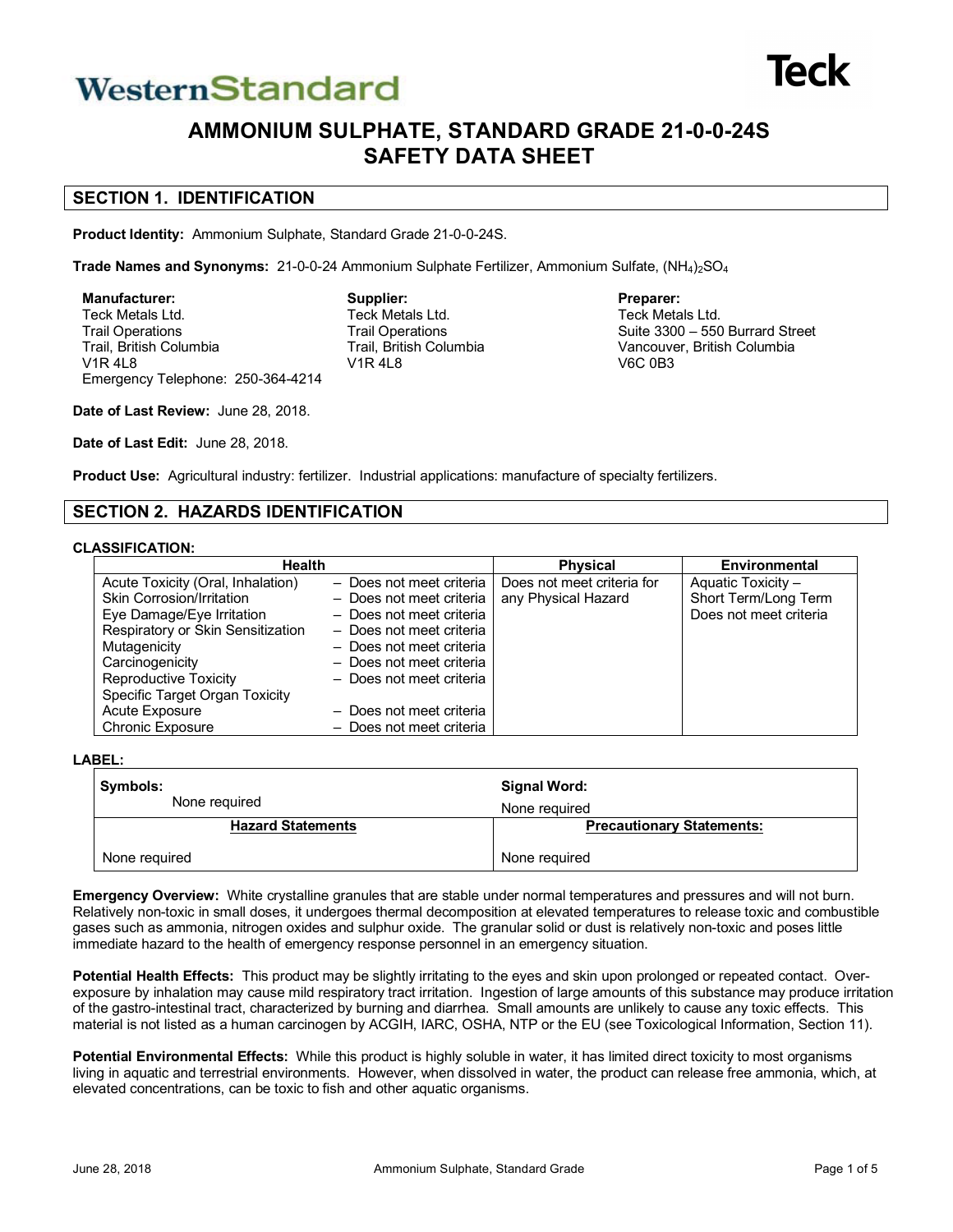WesternStandard

Teck

# AMMONIUM SULPHATE, STANDARD GRADE 21-0-0-24S SAFETY DATA SHEET

## SECTION 1. IDENTIFICATION

**Product Identity:** Ammonium Sulphate, Standard Grade 21-0-0-24S.

**Trade Names and Synonyms:** 21-0-0-24 Ammonium Sulphate Fertilizer, Ammonium Sulfate, $(NH_4)_2SO_4$

**Manufacturer:**
Teck Metals Ltd.
Trail Operations
Trail, British Columbia
V1R 4L8
Emergency Telephone: 250-364-4214

**Supplier:**
Teck Metals Ltd.
Trail Operations
Trail, British Columbia
V1R 4L8

**Preparer:**
Teck Metals Ltd.
Suite 3300 – 550 Burrard Street
Vancouver, British Columbia
V6C 0B3

**Date of Last Review:** June 28, 2018.

**Date of Last Edit:** June 28, 2018.

**Product Use:** Agricultural industry: fertilizer. Industrial applications: manufacture of specialty fertilizers.

## SECTION 2. HAZARDS IDENTIFICATION

**CLASSIFICATION:**

| Health | | Physical | Environmental |
|---|---|---|---|
| Acute Toxicity (Oral, Inhalation) | – Does not meet criteria | Does not meet criteria for any Physical Hazard | Aquatic Toxicity – Short Term/Long Term Does not meet criteria |
| Skin Corrosion/Irritation | – Does not meet criteria | | |
| Eye Damage/Eye Irritation | – Does not meet criteria | | |
| Respiratory or Skin Sensitization | – Does not meet criteria | | |
| Mutagenicity | – Does not meet criteria | | |
| Carcinogenicity | – Does not meet criteria | | |
| Reproductive Toxicity | – Does not meet criteria | | |
| Specific Target Organ Toxicity | | | |
| Acute Exposure | – Does not meet criteria | | |
| Chronic Exposure | – Does not meet criteria | | |

**LABEL:**

| **Symbols:** None required | **Signal Word:** None required |
|---|---|
| **Hazard Statements** | **Precautionary Statements:** |
| None required | None required |

**Emergency Overview:** White crystalline granules that are stable under normal temperatures and pressures and will not burn. Relatively non-toxic in small doses, it undergoes thermal decomposition at elevated temperatures to release toxic and combustible gases such as ammonia, nitrogen oxides and sulphur oxide. The granular solid or dust is relatively non-toxic and poses little immediate hazard to the health of emergency response personnel in an emergency situation.

**Potential Health Effects:** This product may be slightly irritating to the eyes and skin upon prolonged or repeated contact. Over-exposure by inhalation may cause mild respiratory tract irritation. Ingestion of large amounts of this substance may produce irritation of the gastro-intestinal tract, characterized by burning and diarrhea. Small amounts are unlikely to cause any toxic effects. This material is not listed as a human carcinogen by ACGIH, IARC, OSHA, NTP or the EU (see Toxicological Information, Section 11).

**Potential Environmental Effects:** While this product is highly soluble in water, it has limited direct toxicity to most organisms living in aquatic and terrestrial environments. However, when dissolved in water, the product can release free ammonia, which, at elevated concentrations, can be toxic to fish and other aquatic organisms.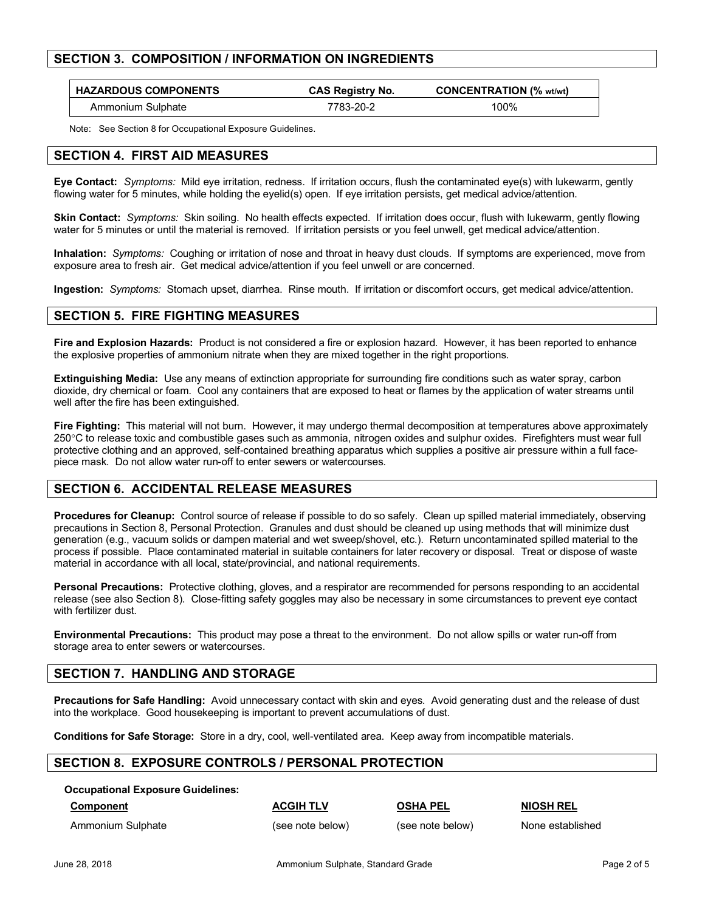## SECTION 3. COMPOSITION / INFORMATION ON INGREDIENTS

| HAZARDOUS COMPONENTS | CAS Registry No. | CONCENTRATION (% wt/wt) |
|---|---|---|
| Ammonium Sulphate | 7783-20-2 | 100% |

Note: See Section 8 for Occupational Exposure Guidelines.

## SECTION 4. FIRST AID MEASURES

**Eye Contact:** *Symptoms:* Mild eye irritation, redness. If irritation occurs, flush the contaminated eye(s) with lukewarm, gently flowing water for 5 minutes, while holding the eyelid(s) open. If eye irritation persists, get medical advice/attention.

**Skin Contact:** *Symptoms:* Skin soiling. No health effects expected. If irritation does occur, flush with lukewarm, gently flowing water for 5 minutes or until the material is removed. If irritation persists or you feel unwell, get medical advice/attention.

**Inhalation:** *Symptoms:* Coughing or irritation of nose and throat in heavy dust clouds. If symptoms are experienced, move from exposure area to fresh air. Get medical advice/attention if you feel unwell or are concerned.

**Ingestion:** *Symptoms:* Stomach upset, diarrhea. Rinse mouth. If irritation or discomfort occurs, get medical advice/attention.

## SECTION 5. FIRE FIGHTING MEASURES

**Fire and Explosion Hazards:** Product is not considered a fire or explosion hazard. However, it has been reported to enhance the explosive properties of ammonium nitrate when they are mixed together in the right proportions.

**Extinguishing Media:** Use any means of extinction appropriate for surrounding fire conditions such as water spray, carbon dioxide, dry chemical or foam. Cool any containers that are exposed to heat or flames by the application of water streams until well after the fire has been extinguished.

**Fire Fighting:** This material will not burn. However, it may undergo thermal decomposition at temperatures above approximately 250°C to release toxic and combustible gases such as ammonia, nitrogen oxides and sulphur oxides. Firefighters must wear full protective clothing and an approved, self-contained breathing apparatus which supplies a positive air pressure within a full face-piece mask. Do not allow water run-off to enter sewers or watercourses.

## SECTION 6. ACCIDENTAL RELEASE MEASURES

**Procedures for Cleanup:** Control source of release if possible to do so safely. Clean up spilled material immediately, observing precautions in Section 8, Personal Protection. Granules and dust should be cleaned up using methods that will minimize dust generation (e.g., vacuum solids or dampen material and wet sweep/shovel, etc.). Return uncontaminated spilled material to the process if possible. Place contaminated material in suitable containers for later recovery or disposal. Treat or dispose of waste material in accordance with all local, state/provincial, and national requirements.

**Personal Precautions:** Protective clothing, gloves, and a respirator are recommended for persons responding to an accidental release (see also Section 8). Close-fitting safety goggles may also be necessary in some circumstances to prevent eye contact with fertilizer dust.

**Environmental Precautions:** This product may pose a threat to the environment. Do not allow spills or water run-off from storage area to enter sewers or watercourses.

## SECTION 7. HANDLING AND STORAGE

**Precautions for Safe Handling:** Avoid unnecessary contact with skin and eyes. Avoid generating dust and the release of dust into the workplace. Good housekeeping is important to prevent accumulations of dust.

**Conditions for Safe Storage:** Store in a dry, cool, well-ventilated area. Keep away from incompatible materials.

## SECTION 8. EXPOSURE CONTROLS / PERSONAL PROTECTION

**Occupational Exposure Guidelines:**

| Component | ACGIH TLV | OSHA PEL | NIOSH REL |
|---|---|---|---|
| Ammonium Sulphate | (see note below) | (see note below) | None established |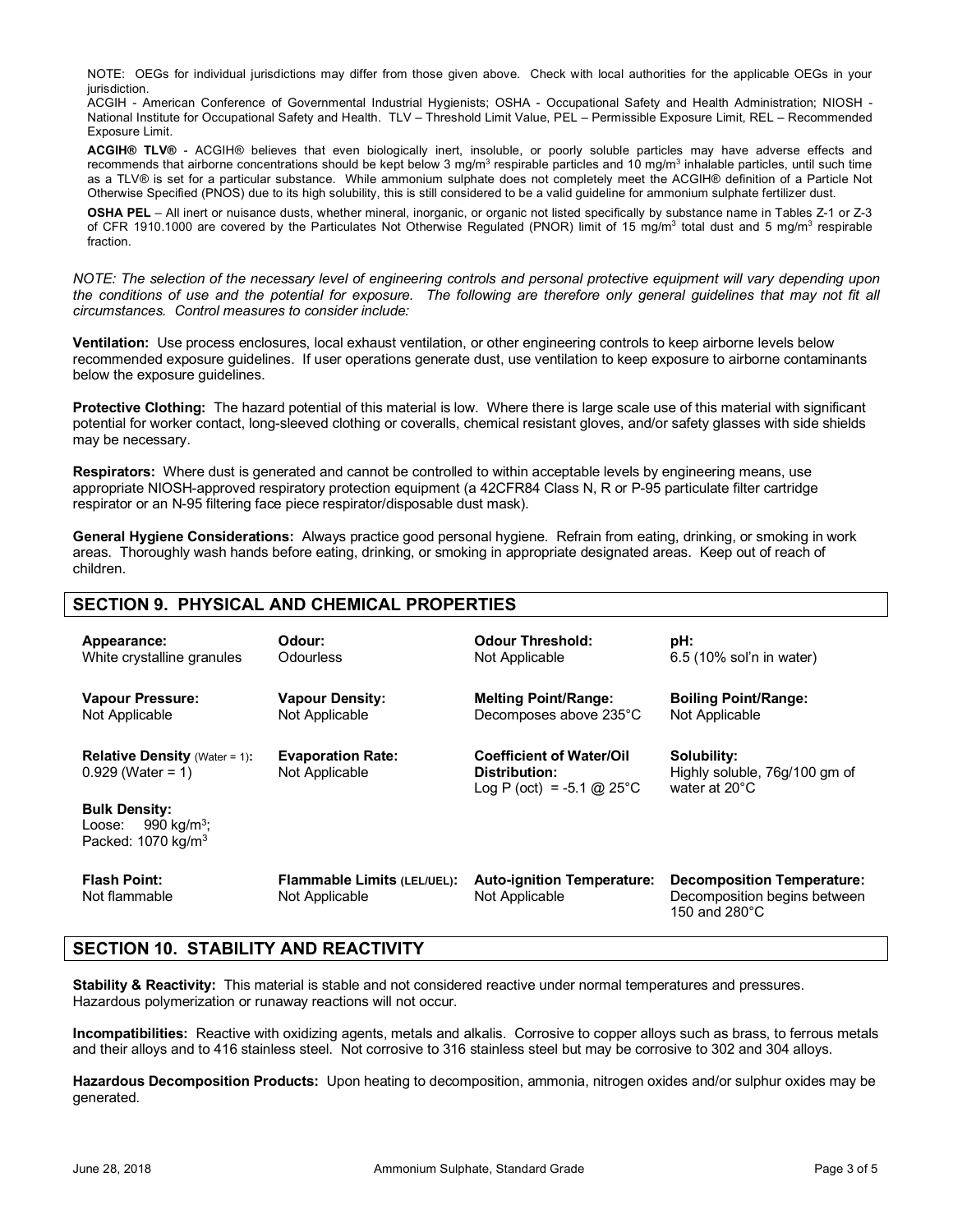NOTE: OEGs for individual jurisdictions may differ from those given above. Check with local authorities for the applicable OEGs in your jurisdiction.
ACGIH - American Conference of Governmental Industrial Hygienists; OSHA - Occupational Safety and Health Administration; NIOSH - National Institute for Occupational Safety and Health. TLV – Threshold Limit Value, PEL – Permissible Exposure Limit, REL – Recommended Exposure Limit.

**ACGIH® TLV®** - ACGIH® believes that even biologically inert, insoluble, or poorly soluble particles may have adverse effects and recommends that airborne concentrations should be kept below 3 mg/m$^3$ respirable particles and 10 mg/m$^3$ inhalable particles, until such time as a TLV® is set for a particular substance. While ammonium sulphate does not completely meet the ACGIH® definition of a Particle Not Otherwise Specified (PNOS) due to its high solubility, this is still considered to be a valid guideline for ammonium sulphate fertilizer dust.

**OSHA PEL** – All inert or nuisance dusts, whether mineral, inorganic, or organic not listed specifically by substance name in Tables Z-1 or Z-3 of CFR 1910.1000 are covered by the Particulates Not Otherwise Regulated (PNOR) limit of 15 mg/m$^3$ total dust and 5 mg/m$^3$ respirable fraction.

*NOTE: The selection of the necessary level of engineering controls and personal protective equipment will vary depending upon the conditions of use and the potential for exposure. The following are therefore only general guidelines that may not fit all circumstances. Control measures to consider include:*

**Ventilation:** Use process enclosures, local exhaust ventilation, or other engineering controls to keep airborne levels below recommended exposure guidelines. If user operations generate dust, use ventilation to keep exposure to airborne contaminants below the exposure guidelines.

**Protective Clothing:** The hazard potential of this material is low. Where there is large scale use of this material with significant potential for worker contact, long-sleeved clothing or coveralls, chemical resistant gloves, and/or safety glasses with side shields may be necessary.

**Respirators:** Where dust is generated and cannot be controlled to within acceptable levels by engineering means, use appropriate NIOSH-approved respiratory protection equipment (a 42CFR84 Class N, R or P-95 particulate filter cartridge respirator or an N-95 filtering face piece respirator/disposable dust mask).

**General Hygiene Considerations:** Always practice good personal hygiene. Refrain from eating, drinking, or smoking in work areas. Thoroughly wash hands before eating, drinking, or smoking in appropriate designated areas. Keep out of reach of children.

## SECTION 9. PHYSICAL AND CHEMICAL PROPERTIES

| | | | |
|---|---|---|---|
| **Appearance:** White crystalline granules | **Odour:** Odourless | **Odour Threshold:** Not Applicable | **pH:** 6.5 (10% sol'n in water) |
| **Vapour Pressure:** Not Applicable | **Vapour Density:** Not Applicable | **Melting Point/Range:** Decomposes above 235°C | **Boiling Point/Range:** Not Applicable |
| **Relative Density** (Water = 1)**:** 0.929 (Water = 1) | **Evaporation Rate:** Not Applicable | **Coefficient of Water/Oil Distribution:** Log P (oct) = -5.1 @ 25°C | **Solubility:** Highly soluble, 76g/100 gm of water at 20°C |
| **Bulk Density:** Loose: 990 kg/m$^3$; Packed: 1070 kg/m$^3$ | | | |
| **Flash Point:** Not flammable | **Flammable Limits (LEL/UEL):** Not Applicable | **Auto-ignition Temperature:** Not Applicable | **Decomposition Temperature:** Decomposition begins between 150 and 280°C |

## SECTION 10. STABILITY AND REACTIVITY

**Stability & Reactivity:** This material is stable and not considered reactive under normal temperatures and pressures. Hazardous polymerization or runaway reactions will not occur.

**Incompatibilities:** Reactive with oxidizing agents, metals and alkalis. Corrosive to copper alloys such as brass, to ferrous metals and their alloys and to 416 stainless steel. Not corrosive to 316 stainless steel but may be corrosive to 302 and 304 alloys.

**Hazardous Decomposition Products:** Upon heating to decomposition, ammonia, nitrogen oxides and/or sulphur oxides may be generated.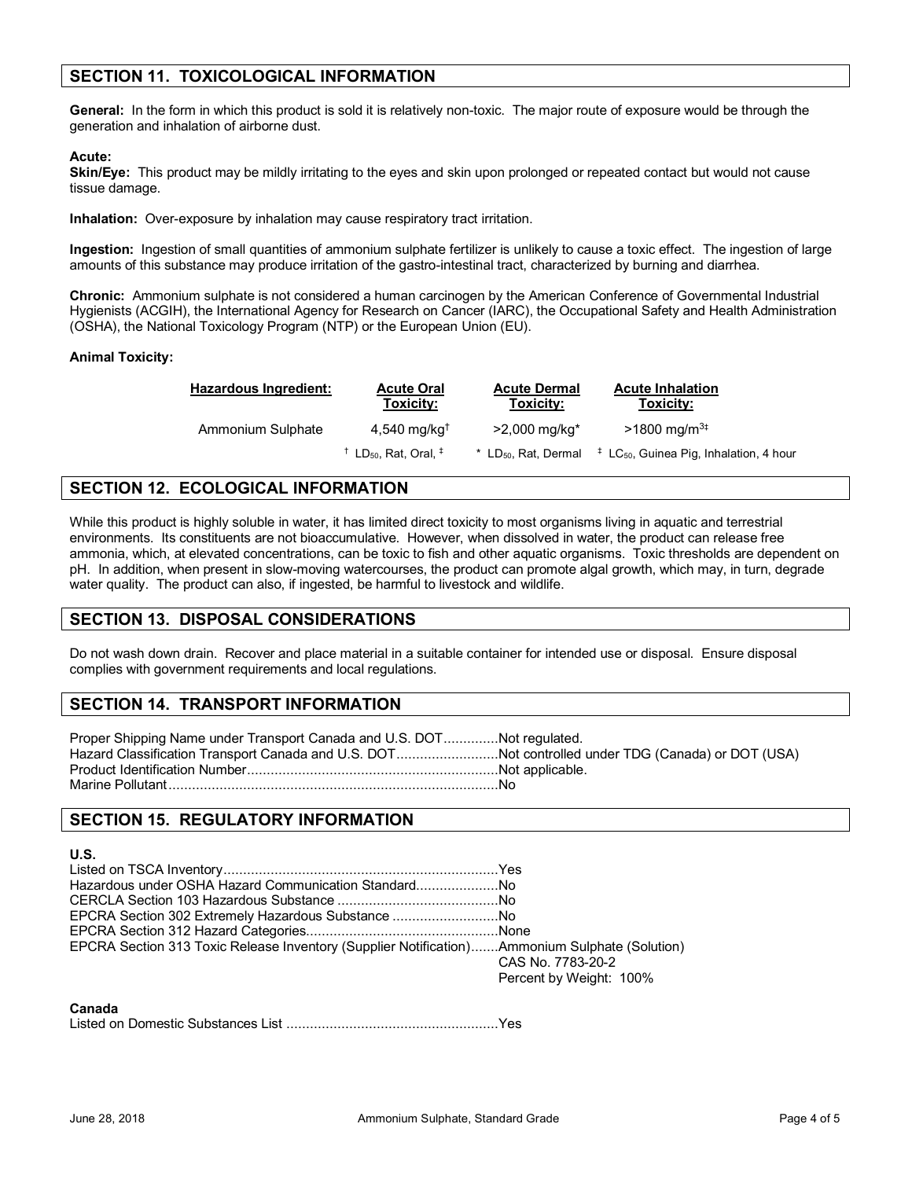## SECTION 11. TOXICOLOGICAL INFORMATION

**General:** In the form in which this product is sold it is relatively non-toxic. The major route of exposure would be through the generation and inhalation of airborne dust.

**Acute:**
**Skin/Eye:** This product may be mildly irritating to the eyes and skin upon prolonged or repeated contact but would not cause tissue damage.

**Inhalation:** Over-exposure by inhalation may cause respiratory tract irritation.

**Ingestion:** Ingestion of small quantities of ammonium sulphate fertilizer is unlikely to cause a toxic effect. The ingestion of large amounts of this substance may produce irritation of the gastro-intestinal tract, characterized by burning and diarrhea.

**Chronic:** Ammonium sulphate is not considered a human carcinogen by the American Conference of Governmental Industrial Hygienists (ACGIH), the International Agency for Research on Cancer (IARC), the Occupational Safety and Health Administration (OSHA), the National Toxicology Program (NTP) or the European Union (EU).

**Animal Toxicity:**

| Hazardous Ingredient: | Acute Oral Toxicity: | Acute Dermal Toxicity: | Acute Inhalation Toxicity: |
|---|---|---|---|
| Ammonium Sulphate | 4,540 mg/kg† | >2,000 mg/kg* | >1800 mg/m³‡ |
| | † $LD_{50}$, Rat, Oral, ‡ | * $LD_{50}$, Rat, Dermal | ‡ $LC_{50}$, Guinea Pig, Inhalation, 4 hour |

## SECTION 12. ECOLOGICAL INFORMATION

While this product is highly soluble in water, it has limited direct toxicity to most organisms living in aquatic and terrestrial environments. Its constituents are not bioaccumulative. However, when dissolved in water, the product can release free ammonia, which, at elevated concentrations, can be toxic to fish and other aquatic organisms. Toxic thresholds are dependent on pH. In addition, when present in slow-moving watercourses, the product can promote algal growth, which may, in turn, degrade water quality. The product can also, if ingested, be harmful to livestock and wildlife.

## SECTION 13. DISPOSAL CONSIDERATIONS

Do not wash down drain. Recover and place material in a suitable container for intended use or disposal. Ensure disposal complies with government requirements and local regulations.

## SECTION 14. TRANSPORT INFORMATION

Proper Shipping Name under Transport Canada and U.S. DOT..............Not regulated.
Hazard Classification Transport Canada and U.S. DOT..........................Not controlled under TDG (Canada) or DOT (USA)
Product Identification Number................................................................Not applicable.
Marine Pollutant.....................................................................................No

## SECTION 15. REGULATORY INFORMATION

**U.S.**

Listed on TSCA Inventory......................................................................Yes
Hazardous under OSHA Hazard Communication Standard.....................No
CERCLA Section 103 Hazardous Substance .........................................No
EPCRA Section 302 Extremely Hazardous Substance ...........................No
EPCRA Section 312 Hazard Categories.................................................None
EPCRA Section 313 Toxic Release Inventory (Supplier Notification).......Ammonium Sulphate (Solution)
CAS No. 7783-20-2
Percent by Weight: 100%

**Canada**

Listed on Domestic Substances List ......................................................Yes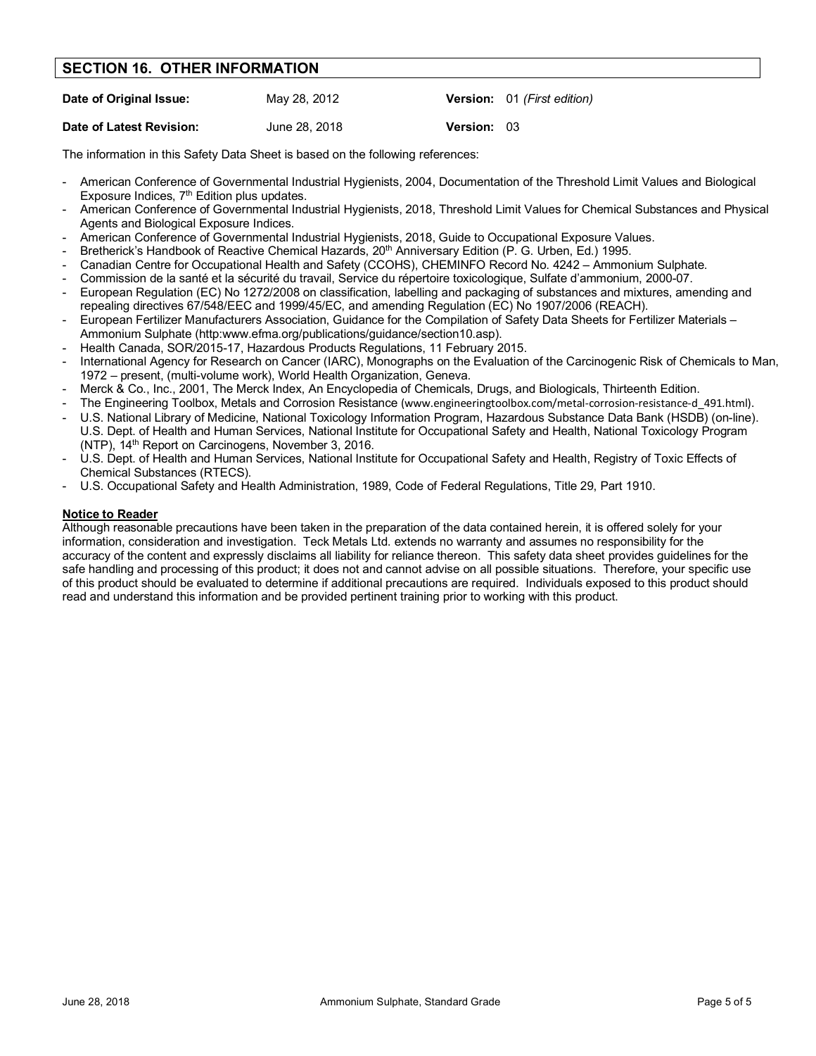## SECTION 16. OTHER INFORMATION

| | | | |
|---|---|---|---|
| **Date of Original Issue:** | May 28, 2012 | **Version:** | 01 *(First edition)* |
| **Date of Latest Revision:** | June 28, 2018 | **Version:** | 03 |

The information in this Safety Data Sheet is based on the following references:

- American Conference of Governmental Industrial Hygienists, 2004, Documentation of the Threshold Limit Values and Biological Exposure Indices, 7th Edition plus updates.
- American Conference of Governmental Industrial Hygienists, 2018, Threshold Limit Values for Chemical Substances and Physical Agents and Biological Exposure Indices.
- American Conference of Governmental Industrial Hygienists, 2018, Guide to Occupational Exposure Values.
- Bretherick's Handbook of Reactive Chemical Hazards, 20th Anniversary Edition (P. G. Urben, Ed.) 1995.
- Canadian Centre for Occupational Health and Safety (CCOHS), CHEMINFO Record No. 4242 – Ammonium Sulphate.
- Commission de la santé et la sécurité du travail, Service du répertoire toxicologique, Sulfate d'ammonium, 2000-07.
- European Regulation (EC) No 1272/2008 on classification, labelling and packaging of substances and mixtures, amending and repealing directives 67/548/EEC and 1999/45/EC, and amending Regulation (EC) No 1907/2006 (REACH).
- European Fertilizer Manufacturers Association, Guidance for the Compilation of Safety Data Sheets for Fertilizer Materials – Ammonium Sulphate (http:www.efma.org/publications/guidance/section10.asp).
- Health Canada, SOR/2015-17, Hazardous Products Regulations, 11 February 2015.
- International Agency for Research on Cancer (IARC), Monographs on the Evaluation of the Carcinogenic Risk of Chemicals to Man, 1972 – present, (multi-volume work), World Health Organization, Geneva.
- Merck & Co., Inc., 2001, The Merck Index, An Encyclopedia of Chemicals, Drugs, and Biologicals, Thirteenth Edition.
- The Engineering Toolbox, Metals and Corrosion Resistance (www.engineeringtoolbox.com/metal-corrosion-resistance-d_491.html).
- U.S. National Library of Medicine, National Toxicology Information Program, Hazardous Substance Data Bank (HSDB) (on-line). U.S. Dept. of Health and Human Services, National Institute for Occupational Safety and Health, National Toxicology Program (NTP), 14th Report on Carcinogens, November 3, 2016.
- U.S. Dept. of Health and Human Services, National Institute for Occupational Safety and Health, Registry of Toxic Effects of Chemical Substances (RTECS).
- U.S. Occupational Safety and Health Administration, 1989, Code of Federal Regulations, Title 29, Part 1910.

**Notice to Reader**

Although reasonable precautions have been taken in the preparation of the data contained herein, it is offered solely for your information, consideration and investigation. Teck Metals Ltd. extends no warranty and assumes no responsibility for the accuracy of the content and expressly disclaims all liability for reliance thereon. This safety data sheet provides guidelines for the safe handling and processing of this product; it does not and cannot advise on all possible situations. Therefore, your specific use of this product should be evaluated to determine if additional precautions are required. Individuals exposed to this product should read and understand this information and be provided pertinent training prior to working with this product.